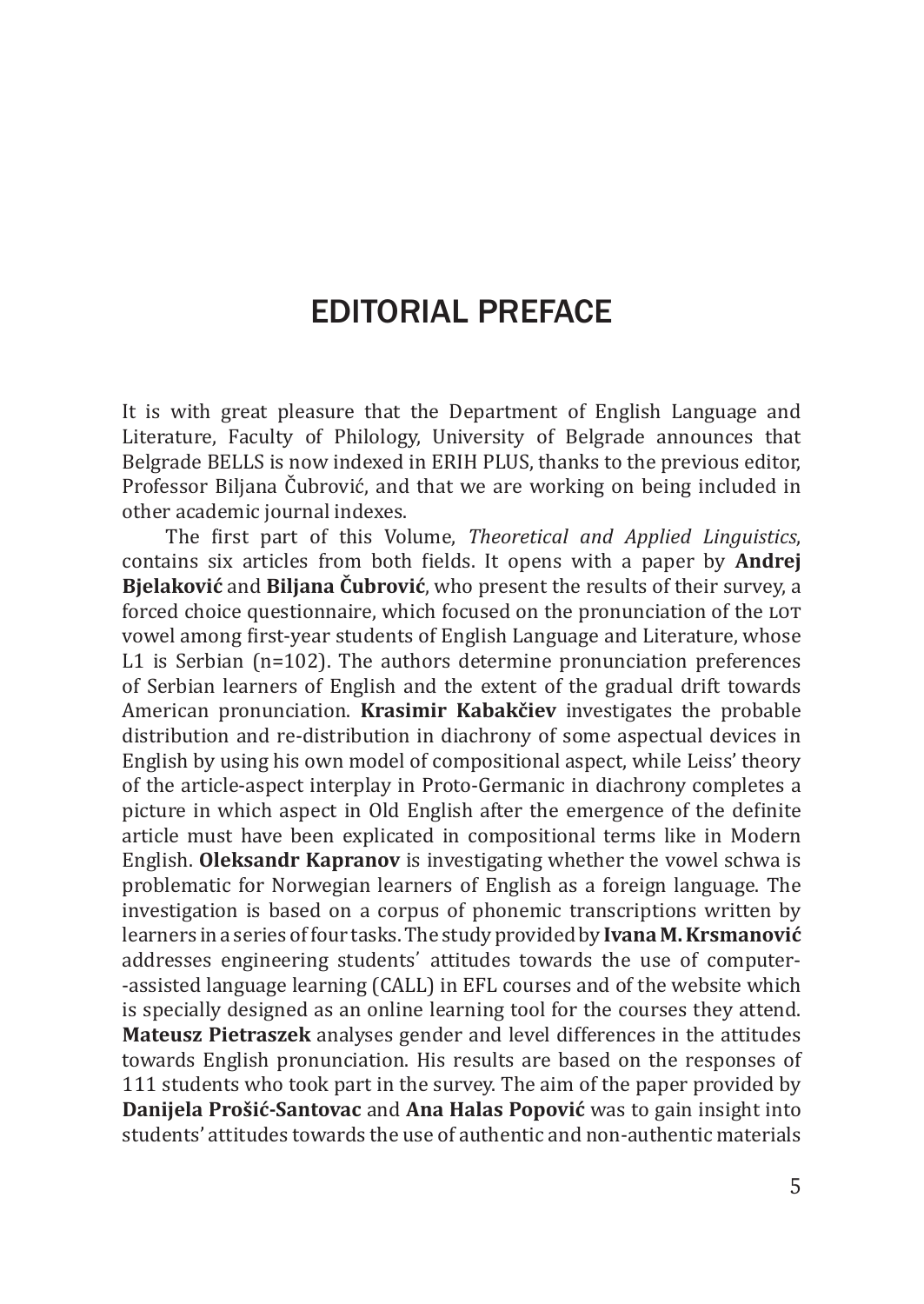# EDITORIAL PREFACE

It is with great pleasure that the Department of English Language and Literature, Faculty of Philology, University of Belgrade announces that Belgrade BELLS is now indexed in ERIH PLUS, thanks to the previous editor, Professor Biljana Čubrović, and that we are working on being included in other academic journal indexes.

The first part of this Volume, *Theoretical and Applied Linguistics*, contains six articles from both fields. It opens with a paper by **Andrej Bjelaković** and **Biljana Čubrović**, who present the results of their survey, a forced choice questionnaire, which focused on the pronunciation of the LOT vowel among first-year students of English Language and Literature, whose L1 is Serbian (n=102). The authors determine pronunciation preferences of Serbian learners of English and the extent of the gradual drift towards American pronunciation. **Krasimir Kabakčiev** investigates the probable distribution and re-distribution in diachrony of some aspectual devices in English by using his own model of compositional aspect, while Leiss' theory of the article-aspect interplay in Proto-Germanic in diachrony completes a picture in which aspect in Old English after the emergence of the definite article must have been explicated in compositional terms like in Modern English. **Oleksandr Kapranov** is investigating whether the vowel schwa is problematic for Norwegian learners of English as a foreign language. The investigation is based on a corpus of phonemic transcriptions written by learners in a series of four tasks. The study provided by **Ivana M. Krsmanović** addresses engineering students' attitudes towards the use of computer-assisted language learning (CALL) in EFL courses and of the website which is specially designed as an online learning tool for the courses they attend. **Mateusz Pietraszek** analyses gender and level differences in the attitudes towards English pronunciation. His results are based on the responses of 111 students who took part in the survey. The aim of the paper provided by **Danijela Prošić-Santovac** and **Ana Halas Popović** was to gain insight into students' attitudes towards the use of authentic and non-authentic materials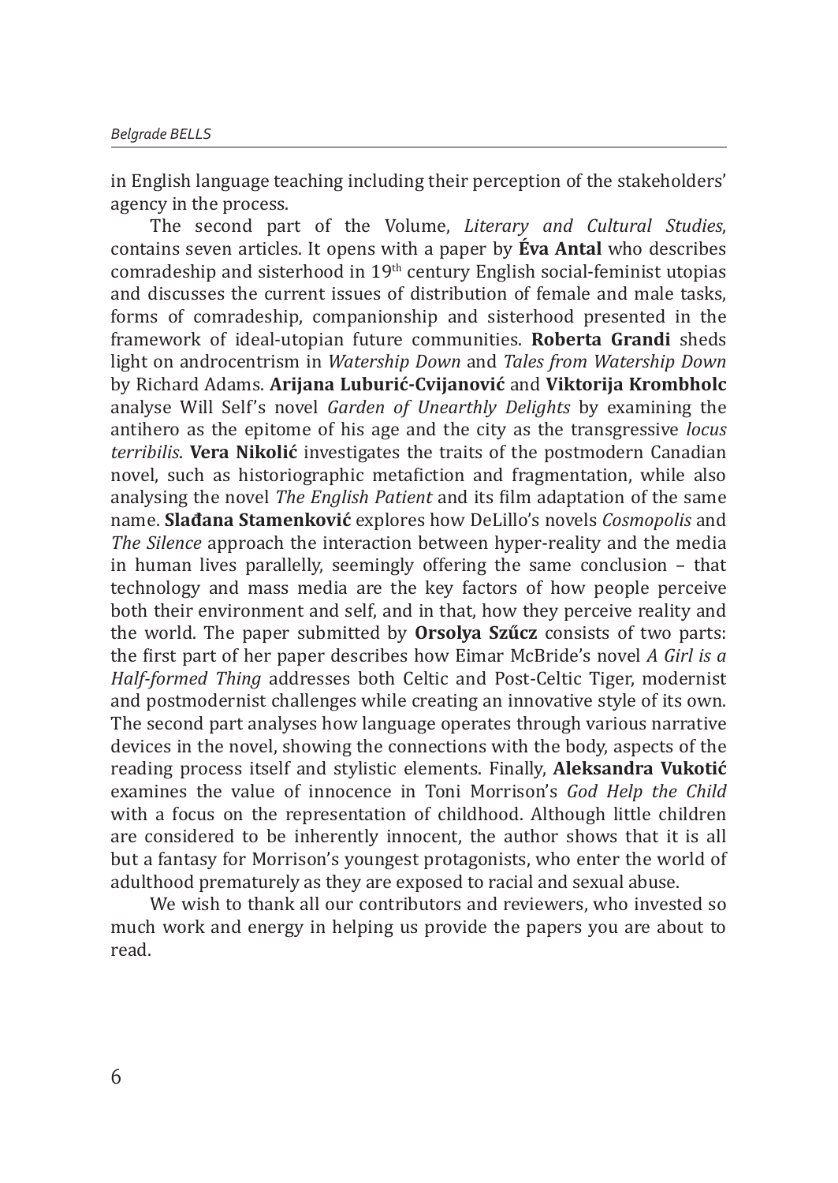in English language teaching including their perception of the stakeholders' agency in the process.

The second part of the Volume, *Literary and Cultural Studies*, contains seven articles. It opens with a paper by **Éva Antal** who describes comradeship and sisterhood in 19th century English social-feminist utopias and discusses the current issues of distribution of female and male tasks, forms of comradeship, companionship and sisterhood presented in the framework of ideal-utopian future communities. **Roberta Grandi** sheds light on androcentrism in *Watership Down* and *Tales from Watership Down* by Richard Adams. **Arijana Luburić-Cvijanović** and **Viktorija Krombholc** analyse Will Self's novel *Garden of Unearthly Delights* by examining the antihero as the epitome of his age and the city as the transgressive *locus terribilis*. **Vera Nikolić** investigates the traits of the postmodern Canadian novel, such as historiographic metafiction and fragmentation, while also analysing the novel *The English Patient* and its film adaptation of the same name. **Slađana Stamenković** explores how DeLillo's novels *Cosmopolis* and *The Silence* approach the interaction between hyper-reality and the media in human lives parallelly, seemingly offering the same conclusion – that technology and mass media are the key factors of how people perceive both their environment and self, and in that, how they perceive reality and the world. The paper submitted by **Orsolya Szűcz** consists of two parts: the first part of her paper describes how Eimar McBride's novel *A Girl is a Half-formed Thing* addresses both Celtic and Post-Celtic Tiger, modernist and postmodernist challenges while creating an innovative style of its own. The second part analyses how language operates through various narrative devices in the novel, showing the connections with the body, aspects of the reading process itself and stylistic elements. Finally, **Aleksandra Vukotić** examines the value of innocence in Toni Morrison's *God Help the Child* with a focus on the representation of childhood. Although little children are considered to be inherently innocent, the author shows that it is all but a fantasy for Morrison's youngest protagonists, who enter the world of adulthood prematurely as they are exposed to racial and sexual abuse.

We wish to thank all our contributors and reviewers, who invested so much work and energy in helping us provide the papers you are about to read.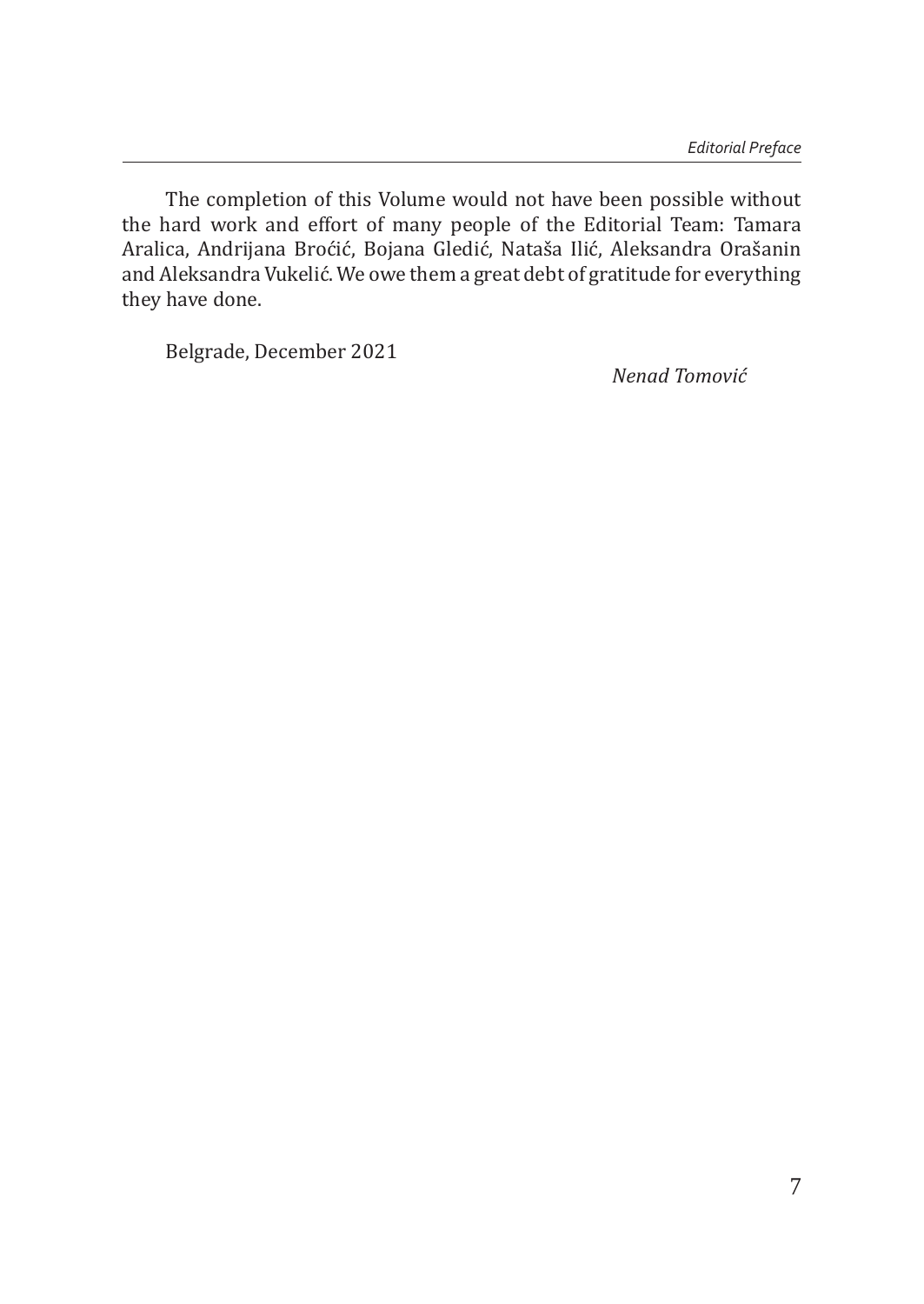The completion of this Volume would not have been possible without the hard work and effort of many people of the Editorial Team: Tamara Aralica, Andrijana Broćić, Bojana Gledić, Nataša Ilić, Aleksandra Orašanin and Aleksandra Vukelić. We owe them a great debt of gratitude for everything they have done.

Belgrade, December 2021

*Nenad Tomović*